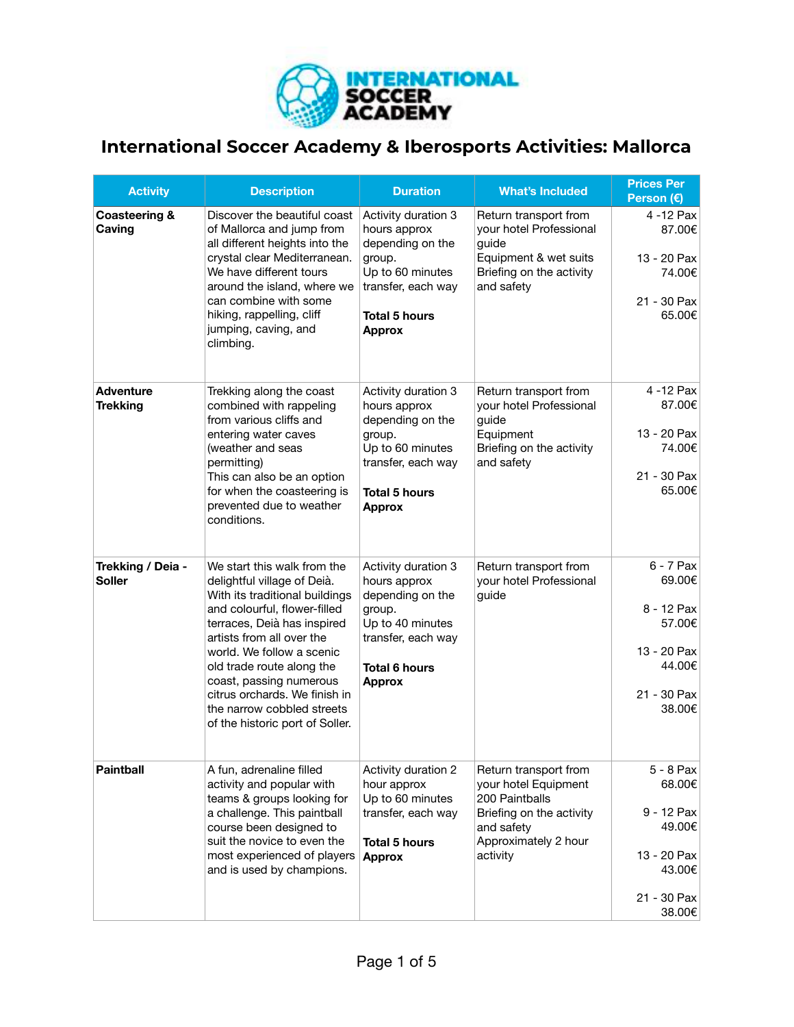# International Soccer Academy & Iberosports Activities: Mallorca

| Activity | Description | Duration | What's Included | Prices Per Person (€) |
|---|---|---|---|---|
| **Coasteering & Caving** | Discover the beautiful coast of Mallorca and jump from all different heights into the crystal clear Mediterranean. We have different tours around the island, where we can combine with some hiking, rappelling, cliff jumping, caving, and climbing. | Activity duration 3 hours approx depending on the group. Up to 60 minutes transfer, each way<br><br>**Total 5 hours Approx** | Return transport from your hotel Professional guide<br>Equipment & wet suits<br>Briefing on the activity and safety | 4 -12 Pax 87.00€<br><br>13 - 20 Pax 74.00€<br><br>21 - 30 Pax 65.00€ |
| **Adventure Trekking** | Trekking along the coast combined with rappeling from various cliffs and entering water caves (weather and seas permitting)<br>This can also be an option for when the coasteering is prevented due to weather conditions. | Activity duration 3 hours approx depending on the group. Up to 60 minutes transfer, each way<br><br>**Total 5 hours Approx** | Return transport from your hotel Professional guide<br>Equipment<br>Briefing on the activity and safety | 4 -12 Pax 87.00€<br><br>13 - 20 Pax 74.00€<br><br>21 - 30 Pax 65.00€ |
| **Trekking / Deia - Soller** | We start this walk from the delightful village of Deià. With its traditional buildings and colourful, flower-filled terraces, Deià has inspired artists from all over the world. We follow a scenic old trade route along the coast, passing numerous citrus orchards. We finish in the narrow cobbled streets of the historic port of Soller. | Activity duration 3 hours approx depending on the group. Up to 40 minutes transfer, each way<br><br>**Total 6 hours Approx** | Return transport from your hotel Professional guide | 6 - 7 Pax 69.00€<br><br>8 - 12 Pax 57.00€<br><br>13 - 20 Pax 44.00€<br><br>21 - 30 Pax 38.00€ |
| **Paintball** | A fun, adrenaline filled activity and popular with teams & groups looking for a challenge. This paintball course been designed to suit the novice to even the most experienced of players and is used by champions. | Activity duration 2 hour approx<br>Up to 60 minutes transfer, each way<br><br>**Total 5 hours Approx** | Return transport from your hotel Equipment<br>200 Paintballs<br>Briefing on the activity and safety<br>Approximately 2 hour activity | 5 - 8 Pax 68.00€<br><br>9 - 12 Pax 49.00€<br><br>13 - 20 Pax 43.00€<br><br>21 - 30 Pax 38.00€ |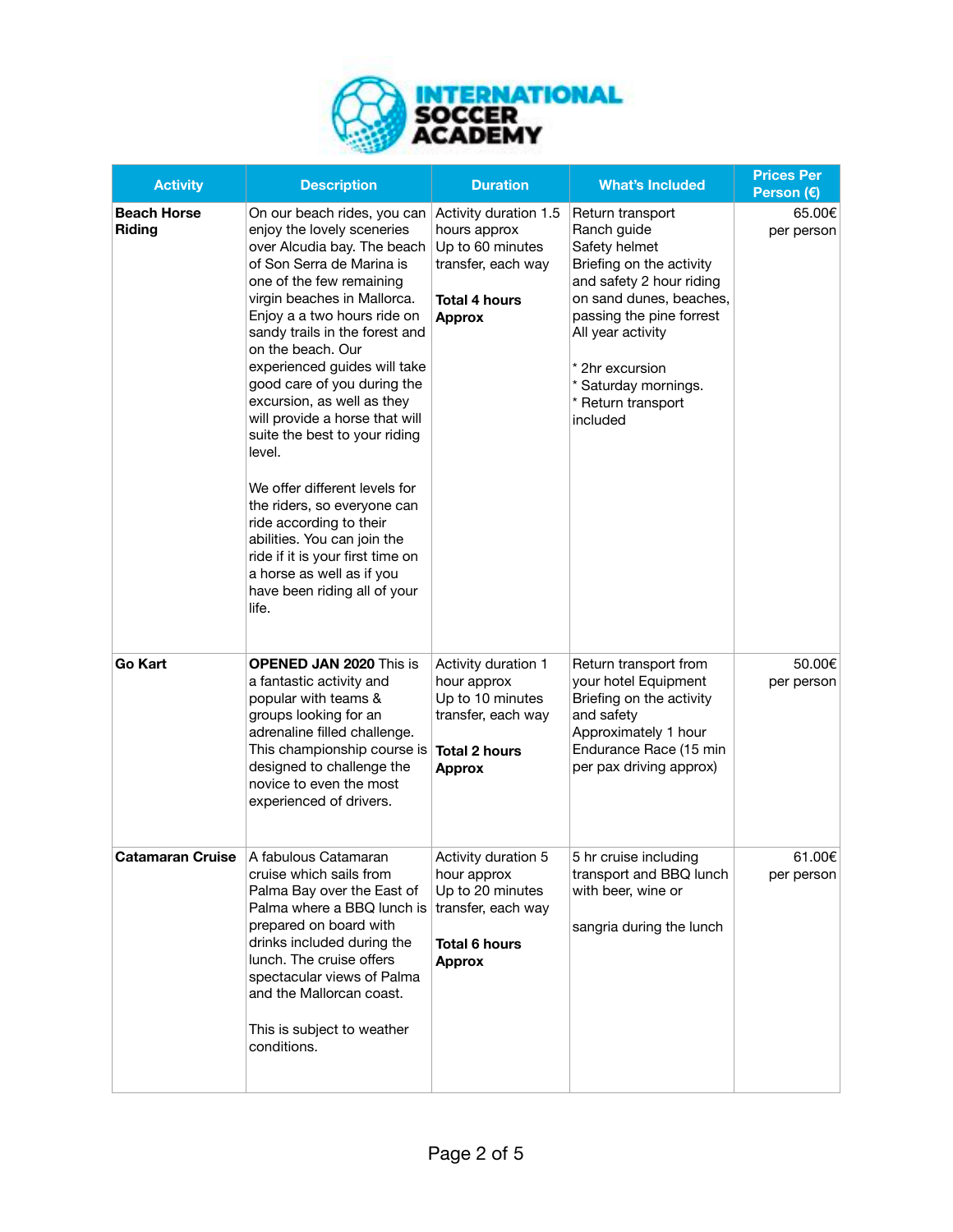| Activity | Description | Duration | What's Included | Prices Per Person (€) |
|---|---|---|---|---|
| **Beach Horse Riding** | On our beach rides, you can enjoy the lovely sceneries over Alcudia bay. The beach of Son Serra de Marina is one of the few remaining virgin beaches in Mallorca. Enjoy a a two hours ride on sandy trails in the forest and on the beach. Our experienced guides will take good care of you during the excursion, as well as they will provide a horse that will suite the best to your riding level.<br><br>We offer different levels for the riders, so everyone can ride according to their abilities. You can join the ride if it is your first time on a horse as well as if you have been riding all of your life. | Activity duration 1.5 hours approx<br>Up to 60 minutes transfer, each way<br><br>**Total 4 hours Approx** | Return transport<br>Ranch guide<br>Safety helmet<br>Briefing on the activity and safety 2 hour riding on sand dunes, beaches, passing the pine forrest<br>All year activity<br><br>* 2hr excursion<br>* Saturday mornings.<br>* Return transport included | 65.00€ per person |
| **Go Kart** | **OPENED JAN 2020** This is a fantastic activity and popular with teams & groups looking for an adrenaline filled challenge. This championship course is designed to challenge the novice to even the most experienced of drivers. | Activity duration 1 hour approx<br>Up to 10 minutes transfer, each way<br><br>**Total 2 hours Approx** | Return transport from your hotel Equipment Briefing on the activity and safety<br>Approximately 1 hour Endurance Race (15 min per pax driving approx) | 50.00€ per person |
| **Catamaran Cruise** | A fabulous Catamaran cruise which sails from Palma Bay over the East of Palma where a BBQ lunch is prepared on board with drinks included during the lunch. The cruise offers spectacular views of Palma and the Mallorcan coast.<br><br>This is subject to weather conditions. | Activity duration 5 hour approx<br>Up to 20 minutes transfer, each way<br><br>**Total 6 hours Approx** | 5 hr cruise including transport and BBQ lunch with beer, wine or<br><br>sangria during the lunch | 61.00€ per person |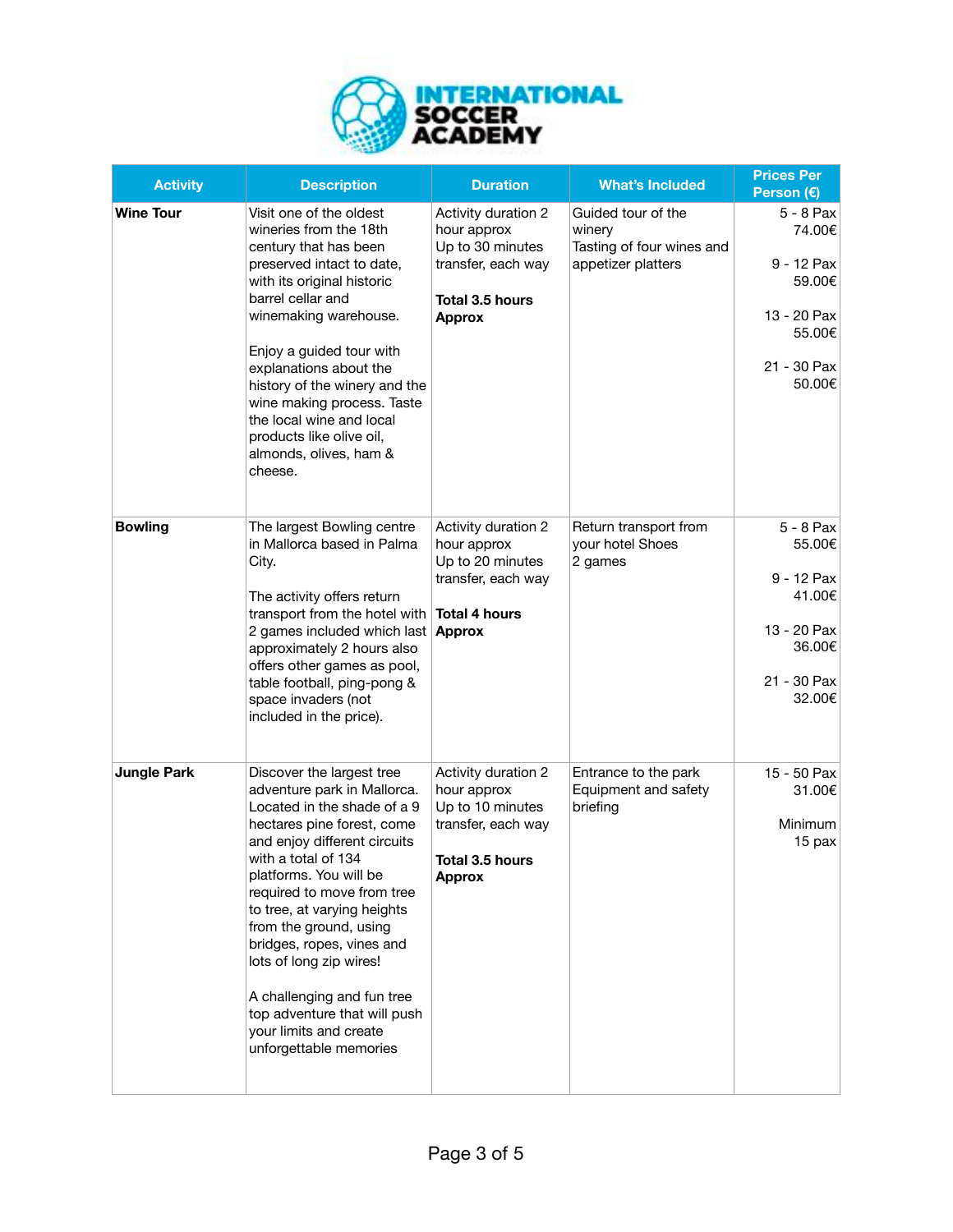# INTERNATIONAL SOCCER ACADEMY

| Activity | Description | Duration | What's Included | Prices Per Person (€) |
| --- | --- | --- | --- | --- |
| **Wine Tour** | Visit one of the oldest wineries from the 18th century that has been preserved intact to date, with its original historic barrel cellar and winemaking warehouse.<br><br>Enjoy a guided tour with explanations about the history of the winery and the wine making process. Taste the local wine and local products like olive oil, almonds, olives, ham & cheese. | Activity duration 2 hour approx<br>Up to 30 minutes transfer, each way<br><br>**Total 3.5 hours Approx** | Guided tour of the winery<br>Tasting of four wines and appetizer platters | 5 - 8 Pax<br>74.00€<br><br>9 - 12 Pax<br>59.00€<br><br>13 - 20 Pax<br>55.00€<br><br>21 - 30 Pax<br>50.00€ |
| **Bowling** | The largest Bowling centre in Mallorca based in Palma City.<br><br>The activity offers return transport from the hotel with 2 games included which last approximately 2 hours also offers other games as pool, table football, ping-pong & space invaders (not included in the price). | Activity duration 2 hour approx<br>Up to 20 minutes transfer, each way<br><br>**Total 4 hours Approx** | Return transport from your hotel Shoes<br>2 games | 5 - 8 Pax<br>55.00€<br><br>9 - 12 Pax<br>41.00€<br><br>13 - 20 Pax<br>36.00€<br><br>21 - 30 Pax<br>32.00€ |
| **Jungle Park** | Discover the largest tree adventure park in Mallorca. Located in the shade of a 9 hectares pine forest, come and enjoy different circuits with a total of 134 platforms. You will be required to move from tree to tree, at varying heights from the ground, using bridges, ropes, vines and lots of long zip wires!<br><br>A challenging and fun tree top adventure that will push your limits and create unforgettable memories | Activity duration 2 hour approx<br>Up to 10 minutes transfer, each way<br><br>**Total 3.5 hours Approx** | Entrance to the park<br>Equipment and safety briefing | 15 - 50 Pax<br>31.00€<br><br>Minimum 15 pax |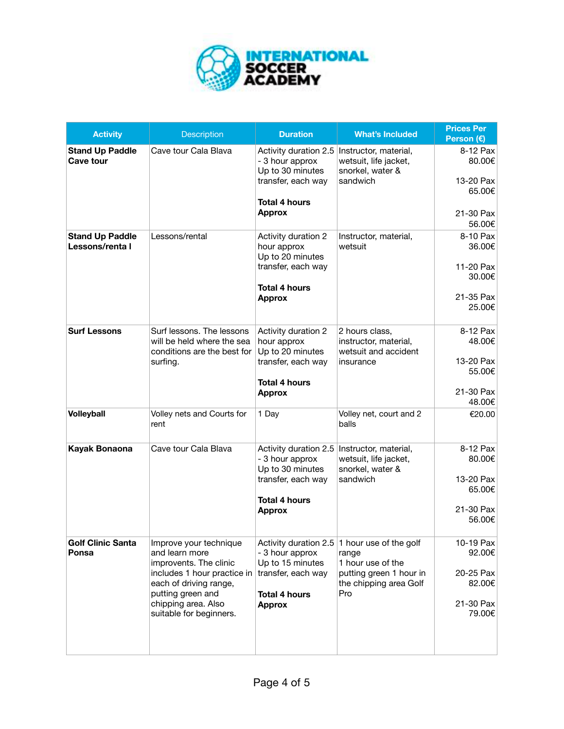# INTERNATIONAL SOCCER ACADEMY

| Activity | Description | Duration | What's Included | Prices Per Person (€) |
|---|---|---|---|---|
| **Stand Up Paddle Cave tour** | Cave tour Cala Blava | Activity duration 2.5 - 3 hour approx<br>Up to 30 minutes transfer, each way<br><br>**Total 4 hours Approx** | Instructor, material, wetsuit, life jacket, snorkel, water & sandwich | 8-12 Pax 80.00€<br><br>13-20 Pax 65.00€<br><br>21-30 Pax 56.00€ |
| **Stand Up Paddle Lessons/renta l** | Lessons/rental | Activity duration 2 hour approx<br>Up to 20 minutes transfer, each way<br><br>**Total 4 hours Approx** | Instructor, material, wetsuit | 8-10 Pax 36.00€<br><br>11-20 Pax 30.00€<br><br>21-35 Pax 25.00€ |
| **Surf Lessons** | Surf lessons. The lessons will be held where the sea conditions are the best for surfing. | Activity duration 2 hour approx<br>Up to 20 minutes transfer, each way<br><br>**Total 4 hours Approx** | 2 hours class, instructor, material, wetsuit and accident insurance | 8-12 Pax 48.00€<br><br>13-20 Pax 55.00€<br><br>21-30 Pax 48.00€ |
| **Volleyball** | Volley nets and Courts for rent | 1 Day | Volley net, court and 2 balls | €20.00 |
| **Kayak Bonaona** | Cave tour Cala Blava | Activity duration 2.5 - 3 hour approx<br>Up to 30 minutes transfer, each way<br><br>**Total 4 hours Approx** | Instructor, material, wetsuit, life jacket, snorkel, water & sandwich | 8-12 Pax 80.00€<br><br>13-20 Pax 65.00€<br><br>21-30 Pax 56.00€ |
| **Golf Clinic Santa Ponsa** | Improve your technique and learn more improvements. The clinic includes 1 hour practice in each of driving range, putting green and chipping area. Also suitable for beginners. | Activity duration 2.5 - 3 hour approx<br>Up to 15 minutes transfer, each way<br><br>**Total 4 hours Approx** | 1 hour use of the golf range<br>1 hour use of the putting green 1 hour in the chipping area Golf Pro | 10-19 Pax 92.00€<br><br>20-25 Pax 82.00€<br><br>21-30 Pax 79.00€ |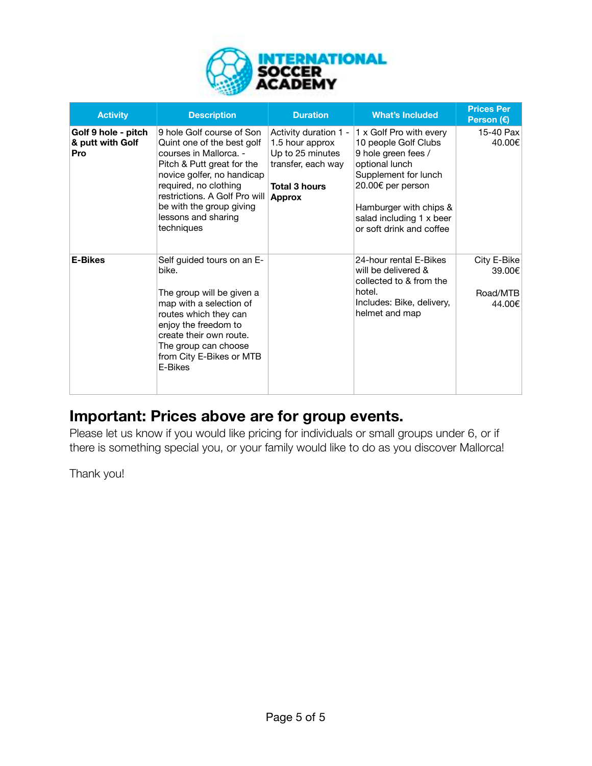| Activity | Description | Duration | What's Included | Prices Per Person (€) |
|---|---|---|---|---|
| **Golf 9 hole - pitch & putt with Golf Pro** | 9 hole Golf course of Son Quint one of the best golf courses in Mallorca. - Pitch & Putt great for the novice golfer, no handicap required, no clothing restrictions. A Golf Pro will be with the group giving lessons and sharing techniques | Activity duration 1 - 1.5 hour approx Up to 25 minutes transfer, each way **Total 3 hours Approx** | 1 x Golf Pro with every 10 people Golf Clubs 9 hole green fees / optional lunch Supplement for lunch 20.00€ per person Hamburger with chips & salad including 1 x beer or soft drink and coffee | 15-40 Pax 40.00€ |
| **E-Bikes** | Self guided tours on an E-bike. The group will be given a map with a selection of routes which they can enjoy the freedom to create their own route. The group can choose from City E-Bikes or MTB E-Bikes | | 24-hour rental E-Bikes will be delivered & collected to & from the hotel. Includes: Bike, delivery, helmet and map | City E-Bike 39.00€ Road/MTB 44.00€ |

## Important: Prices above are for group events.

Please let us know if you would like pricing for individuals or small groups under 6, or if there is something special you, or your family would like to do as you discover Mallorca!

Thank you!